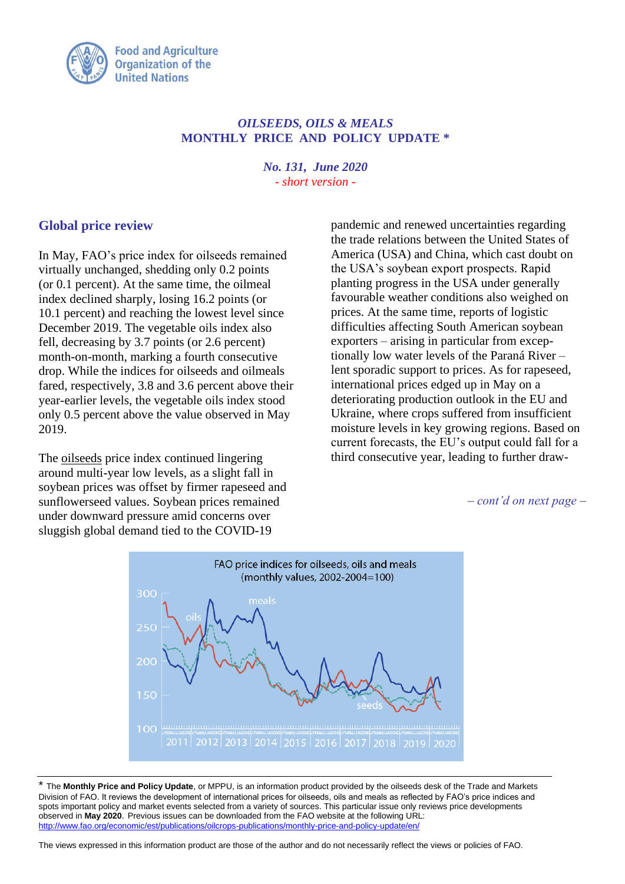Food and Agriculture Organization of the United Nations

*OILSEEDS, OILS & MEALS*
**MONTHLY PRICE AND POLICY UPDATE \***

*No. 131, June 2020*
*- short version -*

## Global price review

In May, FAO's price index for oilseeds remained virtually unchanged, shedding only 0.2 points (or 0.1 percent). At the same time, the oilmeal index declined sharply, losing 16.2 points (or 10.1 percent) and reaching the lowest level since December 2019. The vegetable oils index also fell, decreasing by 3.7 points (or 2.6 percent) month-on-month, marking a fourth consecutive drop. While the indices for oilseeds and oilmeals fared, respectively, 3.8 and 3.6 percent above their year-earlier levels, the vegetable oils index stood only 0.5 percent above the value observed in May 2019.

The oilseeds price index continued lingering around multi-year low levels, as a slight fall in soybean prices was offset by firmer rapeseed and sunflowerseed values. Soybean prices remained under downward pressure amid concerns over sluggish global demand tied to the COVID-19 pandemic and renewed uncertainties regarding the trade relations between the United States of America (USA) and China, which cast doubt on the USA's soybean export prospects. Rapid planting progress in the USA under generally favourable weather conditions also weighed on prices. At the same time, reports of logistic difficulties affecting South American soybean exporters – arising in particular from exceptionally low water levels of the Paraná River – lent sporadic support to prices. As for rapeseed, international prices edged up in May on a deteriorating production outlook in the EU and Ukraine, where crops suffered from insufficient moisture levels in key growing regions. Based on current forecasts, the EU's output could fall for a third consecutive year, leading to further draw-

*– cont'd on next page –*

FAO price indices for oilseeds, oils and meals (monthly values, 2002-2004=100)

---

\* The **Monthly Price and Policy Update**, or MPPU, is an information product provided by the oilseeds desk of the Trade and Markets Division of FAO. It reviews the development of international prices for oilseeds, oils and meals as reflected by FAO's price indices and spots important policy and market events selected from a variety of sources. This particular issue only reviews price developments observed in **May 2020**. Previous issues can be downloaded from the FAO website at the following URL: http://www.fao.org/economic/est/publications/oilcrops-publications/monthly-price-and-policy-update/en/

The views expressed in this information product are those of the author and do not necessarily reflect the views or policies of FAO.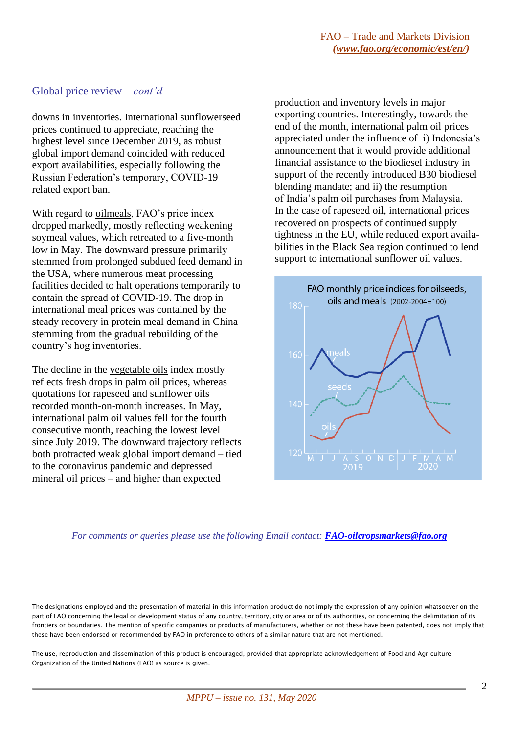## Global price review – *cont'd*

downs in inventories. International sunflowerseed prices continued to appreciate, reaching the highest level since December 2019, as robust global import demand coincided with reduced export availabilities, especially following the Russian Federation's temporary, COVID-19 related export ban.

With regard to oilmeals, FAO's price index dropped markedly, mostly reflecting weakening soymeal values, which retreated to a five-month low in May. The downward pressure primarily stemmed from prolonged subdued feed demand in the USA, where numerous meat processing facilities decided to halt operations temporarily to contain the spread of COVID-19. The drop in international meal prices was contained by the steady recovery in protein meal demand in China stemming from the gradual rebuilding of the country's hog inventories.

The decline in the vegetable oils index mostly reflects fresh drops in palm oil prices, whereas quotations for rapeseed and sunflower oils recorded month-on-month increases. In May, international palm oil values fell for the fourth consecutive month, reaching the lowest level since July 2019. The downward trajectory reflects both protracted weak global import demand – tied to the coronavirus pandemic and depressed mineral oil prices – and higher than expected production and inventory levels in major exporting countries. Interestingly, towards the end of the month, international palm oil prices appreciated under the influence of i) Indonesia's announcement that it would provide additional financial assistance to the biodiesel industry in support of the recently introduced B30 biodiesel blending mandate; and ii) the resumption of India's palm oil purchases from Malaysia. In the case of rapeseed oil, international prices recovered on prospects of continued supply tightness in the EU, while reduced export availabilities in the Black Sea region continued to lend support to international sunflower oil values.

FAO monthly price indices for oilseeds, oils and meals (2002-2004=100)

*For comments or queries please use the following Email contact:* ***FAO-oilcropsmarkets@fao.org***

The designations employed and the presentation of material in this information product do not imply the expression of any opinion whatsoever on the part of FAO concerning the legal or development status of any country, territory, city or area or of its authorities, or concerning the delimitation of its frontiers or boundaries. The mention of specific companies or products of manufacturers, whether or not these have been patented, does not imply that these have been endorsed or recommended by FAO in preference to others of a similar nature that are not mentioned.

The use, reproduction and dissemination of this product is encouraged, provided that appropriate acknowledgement of Food and Agriculture Organization of the United Nations (FAO) as source is given.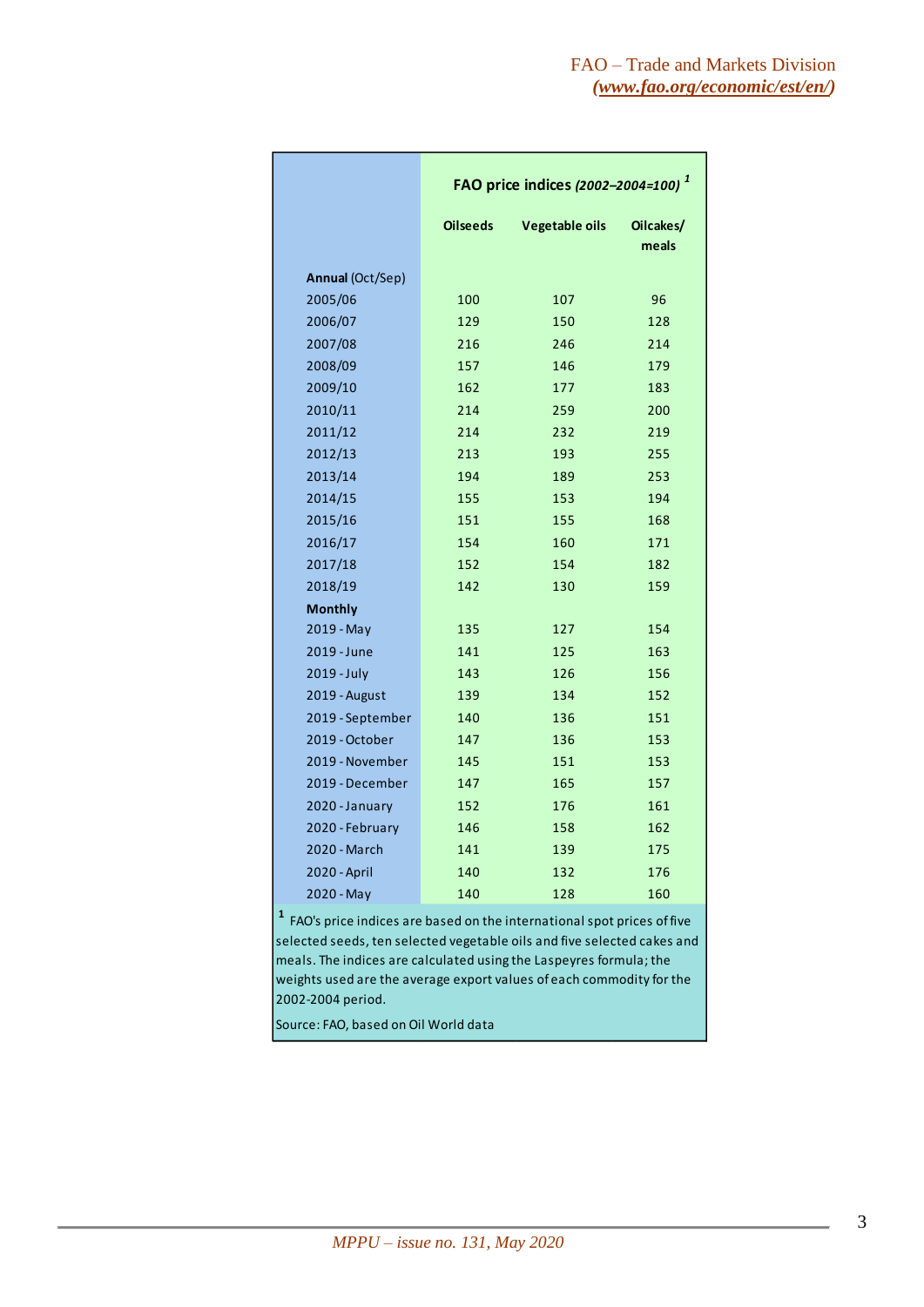| | FAO price indices *(2002–2004=100)* [1] | | |
|---|---|---|---|
| | **Oilseeds** | **Vegetable oils** | **Oilcakes/ meals** |
| **Annual** (Oct/Sep) | | | |
| 2005/06 | 100 | 107 | 96 |
| 2006/07 | 129 | 150 | 128 |
| 2007/08 | 216 | 246 | 214 |
| 2008/09 | 157 | 146 | 179 |
| 2009/10 | 162 | 177 | 183 |
| 2010/11 | 214 | 259 | 200 |
| 2011/12 | 214 | 232 | 219 |
| 2012/13 | 213 | 193 | 255 |
| 2013/14 | 194 | 189 | 253 |
| 2014/15 | 155 | 153 | 194 |
| 2015/16 | 151 | 155 | 168 |
| 2016/17 | 154 | 160 | 171 |
| 2017/18 | 152 | 154 | 182 |
| 2018/19 | 142 | 130 | 159 |
| **Monthly** | | | |
| 2019 - May | 135 | 127 | 154 |
| 2019 - June | 141 | 125 | 163 |
| 2019 - July | 143 | 126 | 156 |
| 2019 - August | 139 | 134 | 152 |
| 2019 - September | 140 | 136 | 151 |
| 2019 - October | 147 | 136 | 153 |
| 2019 - November | 145 | 151 | 153 |
| 2019 - December | 147 | 165 | 157 |
| 2020 - January | 152 | 176 | 161 |
| 2020 - February | 146 | 158 | 162 |
| 2020 - March | 141 | 139 | 175 |
| 2020 - April | 140 | 132 | 176 |
| 2020 - May | 140 | 128 | 160 |

[1] FAO's price indices are based on the international spot prices of five selected seeds, ten selected vegetable oils and five selected cakes and meals. The indices are calculated using the Laspeyres formula; the weights used are the average export values of each commodity for the 2002-2004 period.

Source: FAO, based on Oil World data